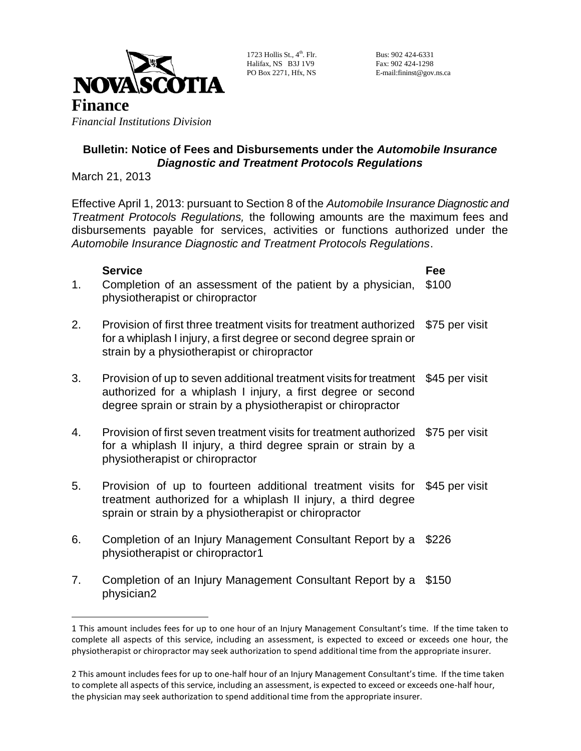**NOVA SCOTIA**

**Finance**

*Financial Institutions Division*

1723 Hollis St., 4th. Flr.
Halifax, NS B3J 1V9
PO Box 2271, Hfx, NS

Bus: 902 424-6331
Fax: 902 424-1298
E-mail:fininst@gov.ns.ca

## Bulletin: Notice of Fees and Disbursements under the *Automobile Insurance Diagnostic and Treatment Protocols Regulations*

March 21, 2013

Effective April 1, 2013: pursuant to Section 8 of the *Automobile Insurance Diagnostic and Treatment Protocols Regulations,* the following amounts are the maximum fees and disbursements payable for services, activities or functions authorized under the *Automobile Insurance Diagnostic and Treatment Protocols Regulations*.

| | Service | Fee |
|---|---|---|
| 1. | Completion of an assessment of the patient by a physician, physiotherapist or chiropractor | $100 |
| 2. | Provision of first three treatment visits for treatment authorized for a whiplash I injury, a first degree or second degree sprain or strain by a physiotherapist or chiropractor | $75 per visit |
| 3. | Provision of up to seven additional treatment visits for treatment authorized for a whiplash I injury, a first degree or second degree sprain or strain by a physiotherapist or chiropractor | $45 per visit |
| 4. | Provision of first seven treatment visits for treatment authorized for a whiplash II injury, a third degree sprain or strain by a physiotherapist or chiropractor | $75 per visit |
| 5. | Provision of up to fourteen additional treatment visits for treatment authorized for a whiplash II injury, a third degree sprain or strain by a physiotherapist or chiropractor | $45 per visit |
| 6. | Completion of an Injury Management Consultant Report by a physiotherapist or chiropractor[1] | $226 |
| 7. | Completion of an Injury Management Consultant Report by a physician[2] | $150 |

[1] This amount includes fees for up to one hour of an Injury Management Consultant's time. If the time taken to complete all aspects of this service, including an assessment, is expected to exceed or exceeds one hour, the physiotherapist or chiropractor may seek authorization to spend additional time from the appropriate insurer.

[2] This amount includes fees for up to one-half hour of an Injury Management Consultant's time. If the time taken to complete all aspects of this service, including an assessment, is expected to exceed or exceeds one-half hour, the physician may seek authorization to spend additional time from the appropriate insurer.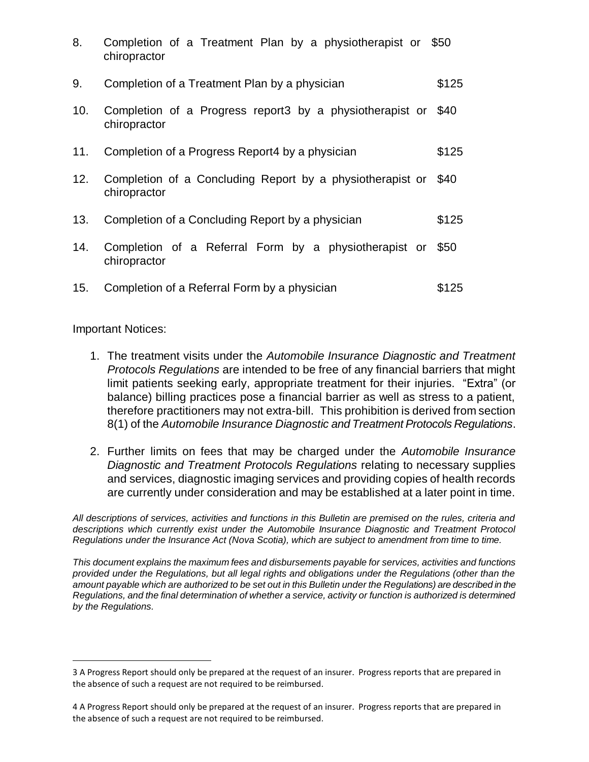| | | |
|---|---|---|
| 8. | Completion of a Treatment Plan by a physiotherapist or chiropractor | $50 |
| 9. | Completion of a Treatment Plan by a physician | $125 |
| 10. | Completion of a Progress report[3] by a physiotherapist or chiropractor | $40 |
| 11. | Completion of a Progress Report[4] by a physician | $125 |
| 12. | Completion of a Concluding Report by a physiotherapist or chiropractor | $40 |
| 13. | Completion of a Concluding Report by a physician | $125 |
| 14. | Completion of a Referral Form by a physiotherapist or chiropractor | $50 |
| 15. | Completion of a Referral Form by a physician | $125 |

Important Notices:

1. The treatment visits under the *Automobile Insurance Diagnostic and Treatment Protocols Regulations* are intended to be free of any financial barriers that might limit patients seeking early, appropriate treatment for their injuries. "Extra" (or balance) billing practices pose a financial barrier as well as stress to a patient, therefore practitioners may not extra-bill. This prohibition is derived from section 8(1) of the *Automobile Insurance Diagnostic and Treatment Protocols Regulations*.
2. Further limits on fees that may be charged under the *Automobile Insurance Diagnostic and Treatment Protocols Regulations* relating to necessary supplies and services, diagnostic imaging services and providing copies of health records are currently under consideration and may be established at a later point in time.

*All descriptions of services, activities and functions in this Bulletin are premised on the rules, criteria and descriptions which currently exist under the Automobile Insurance Diagnostic and Treatment Protocol Regulations under the Insurance Act (Nova Scotia), which are subject to amendment from time to time.*

*This document explains the maximum fees and disbursements payable for services, activities and functions provided under the Regulations, but all legal rights and obligations under the Regulations (other than the amount payable which are authorized to be set out in this Bulletin under the Regulations) are described in the Regulations, and the final determination of whether a service, activity or function is authorized is determined by the Regulations.*

---

[3] A Progress Report should only be prepared at the request of an insurer. Progress reports that are prepared in the absence of such a request are not required to be reimbursed.

[4] A Progress Report should only be prepared at the request of an insurer. Progress reports that are prepared in the absence of such a request are not required to be reimbursed.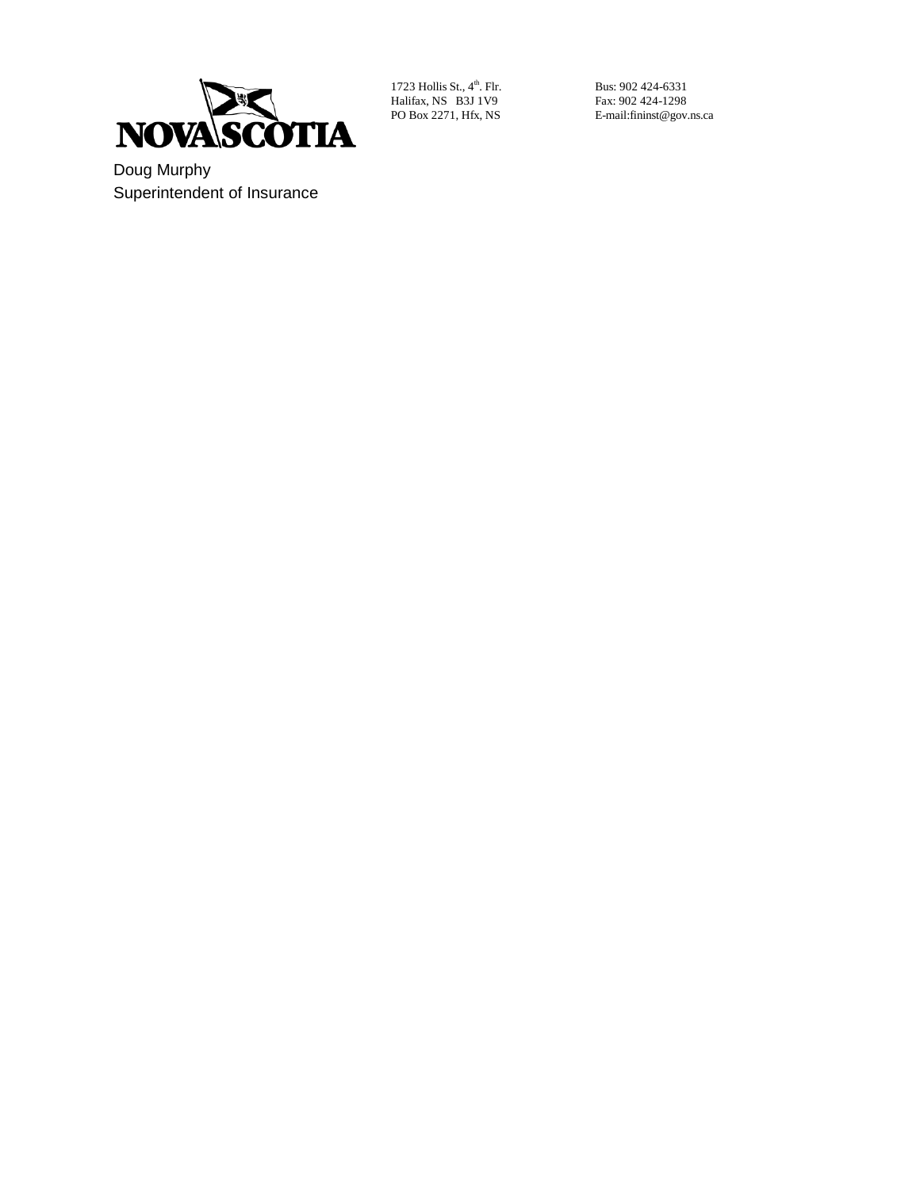NOVA SCOTIA

1723 Hollis St., 4th. Flr.
Halifax, NS B3J 1V9
PO Box 2271, Hfx, NS

Bus: 902 424-6331
Fax: 902 424-1298
E-mail:fininst@gov.ns.ca

Doug Murphy
Superintendent of Insurance